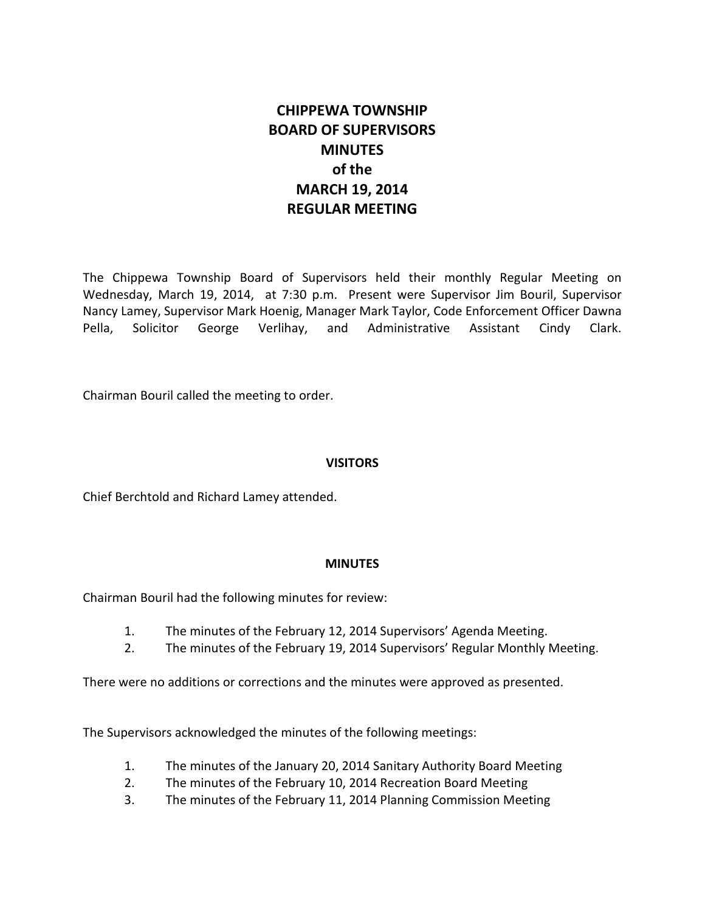# CHIPPEWA TOWNSHIP
# BOARD OF SUPERVISORS
# MINUTES
# of the
# MARCH 19, 2014
# REGULAR MEETING

The Chippewa Township Board of Supervisors held their monthly Regular Meeting on Wednesday, March 19, 2014, at 7:30 p.m. Present were Supervisor Jim Bouril, Supervisor Nancy Lamey, Supervisor Mark Hoenig, Manager Mark Taylor, Code Enforcement Officer Dawna Pella, Solicitor George Verlihay, and Administrative Assistant Cindy Clark.

Chairman Bouril called the meeting to order.

## VISITORS

Chief Berchtold and Richard Lamey attended.

## MINUTES

Chairman Bouril had the following minutes for review:

1. The minutes of the February 12, 2014 Supervisors' Agenda Meeting.
2. The minutes of the February 19, 2014 Supervisors' Regular Monthly Meeting.

There were no additions or corrections and the minutes were approved as presented.

The Supervisors acknowledged the minutes of the following meetings:

1. The minutes of the January 20, 2014 Sanitary Authority Board Meeting
2. The minutes of the February 10, 2014 Recreation Board Meeting
3. The minutes of the February 11, 2014 Planning Commission Meeting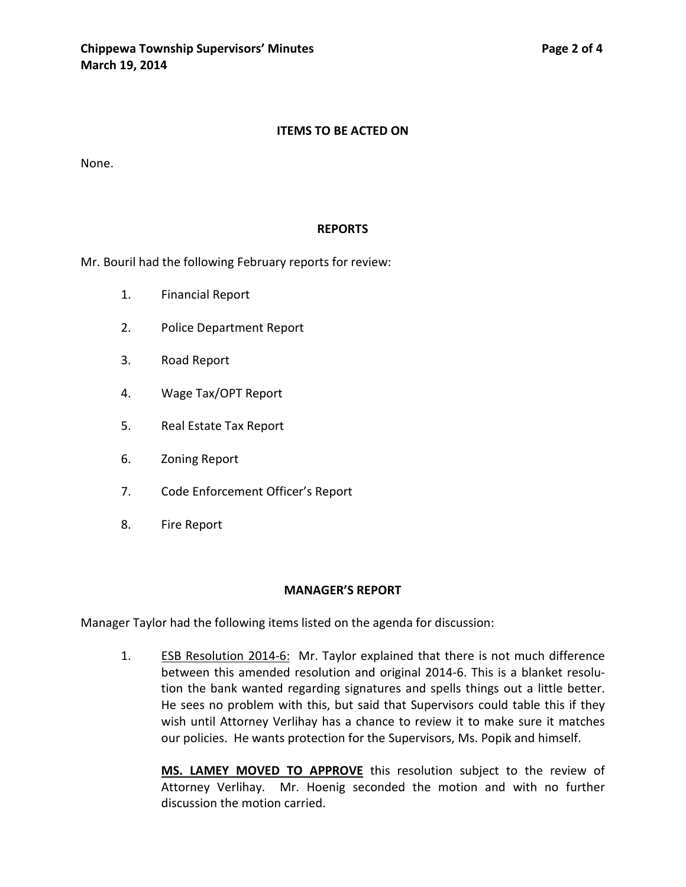## ITEMS TO BE ACTED ON

None.

## REPORTS

Mr. Bouril had the following February reports for review:

1. Financial Report
2. Police Department Report
3. Road Report
4. Wage Tax/OPT Report
5. Real Estate Tax Report
6. Zoning Report
7. Code Enforcement Officer's Report
8. Fire Report

## MANAGER'S REPORT

Manager Taylor had the following items listed on the agenda for discussion:

1. ESB Resolution 2014-6: Mr. Taylor explained that there is not much difference between this amended resolution and original 2014-6. This is a blanket resolution the bank wanted regarding signatures and spells things out a little better. He sees no problem with this, but said that Supervisors could table this if they wish until Attorney Verlihay has a chance to review it to make sure it matches our policies. He wants protection for the Supervisors, Ms. Popik and himself.

   **MS. LAMEY MOVED TO APPROVE** this resolution subject to the review of Attorney Verlihay. Mr. Hoenig seconded the motion and with no further discussion the motion carried.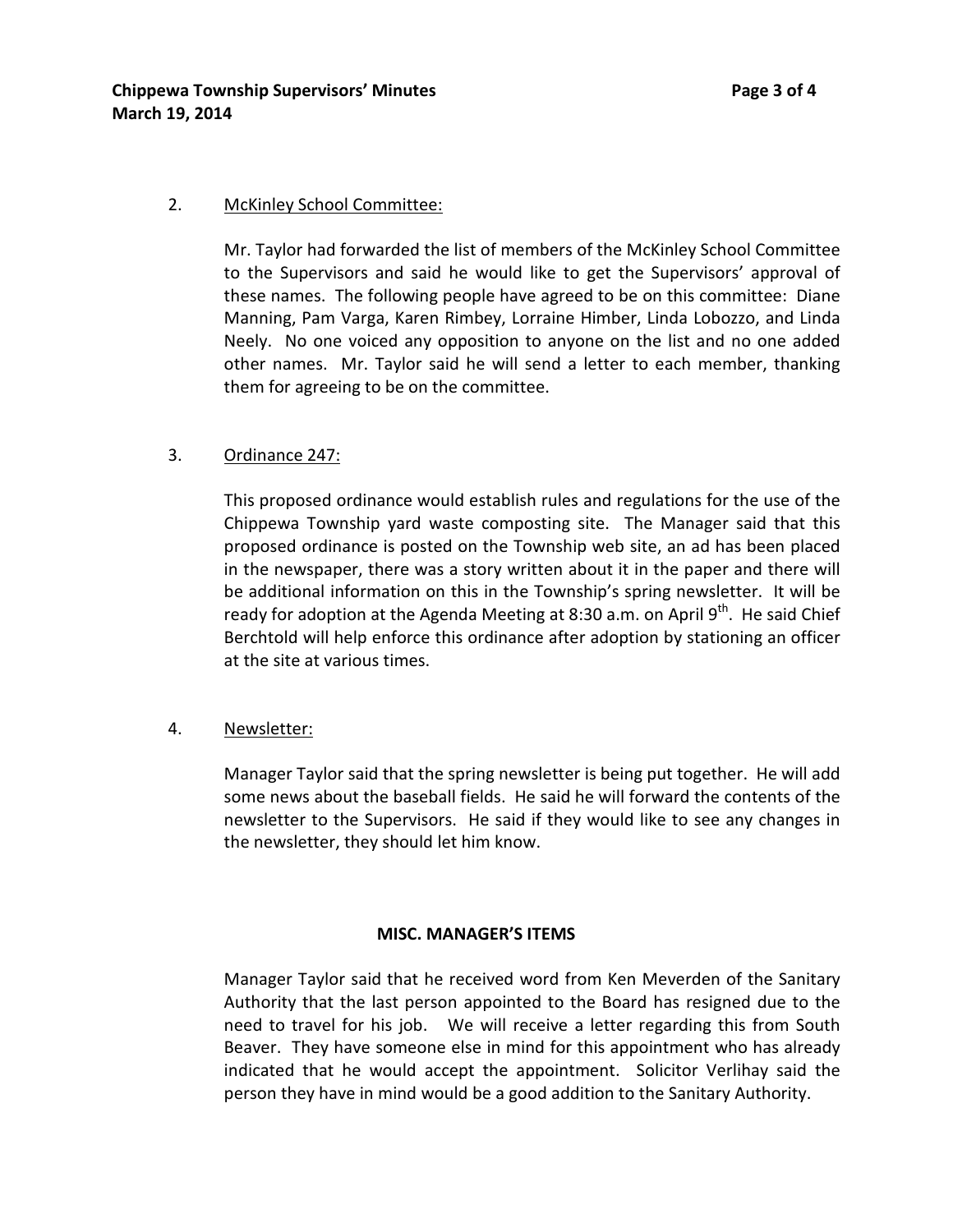2. <u>McKinley School Committee:</u>

Mr. Taylor had forwarded the list of members of the McKinley School Committee to the Supervisors and said he would like to get the Supervisors' approval of these names. The following people have agreed to be on this committee: Diane Manning, Pam Varga, Karen Rimbey, Lorraine Himber, Linda Lobozzo, and Linda Neely. No one voiced any opposition to anyone on the list and no one added other names. Mr. Taylor said he will send a letter to each member, thanking them for agreeing to be on the committee.

3. <u>Ordinance 247:</u>

This proposed ordinance would establish rules and regulations for the use of the Chippewa Township yard waste composting site. The Manager said that this proposed ordinance is posted on the Township web site, an ad has been placed in the newspaper, there was a story written about it in the paper and there will be additional information on this in the Township's spring newsletter. It will be ready for adoption at the Agenda Meeting at 8:30 a.m. on April 9th. He said Chief Berchtold will help enforce this ordinance after adoption by stationing an officer at the site at various times.

4. <u>Newsletter:</u>

Manager Taylor said that the spring newsletter is being put together. He will add some news about the baseball fields. He said he will forward the contents of the newsletter to the Supervisors. He said if they would like to see any changes in the newsletter, they should let him know.

**MISC. MANAGER'S ITEMS**

Manager Taylor said that he received word from Ken Meverden of the Sanitary Authority that the last person appointed to the Board has resigned due to the need to travel for his job. We will receive a letter regarding this from South Beaver. They have someone else in mind for this appointment who has already indicated that he would accept the appointment. Solicitor Verlihay said the person they have in mind would be a good addition to the Sanitary Authority.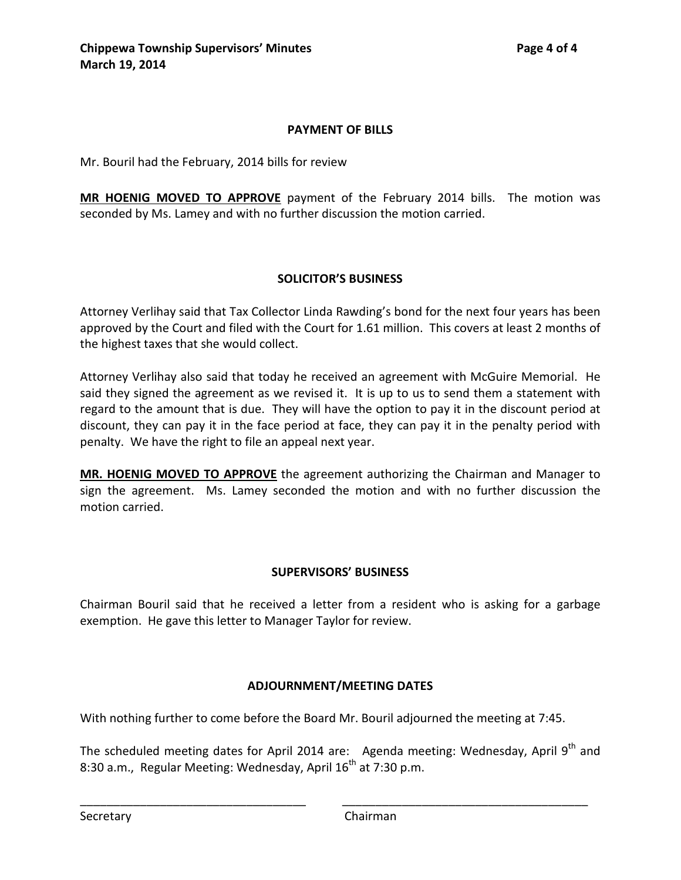## PAYMENT OF BILLS

Mr. Bouril had the February, 2014 bills for review

**MR HOENIG MOVED TO APPROVE** payment of the February 2014 bills. The motion was seconded by Ms. Lamey and with no further discussion the motion carried.

## SOLICITOR'S BUSINESS

Attorney Verlihay said that Tax Collector Linda Rawding's bond for the next four years has been approved by the Court and filed with the Court for 1.61 million. This covers at least 2 months of the highest taxes that she would collect.

Attorney Verlihay also said that today he received an agreement with McGuire Memorial. He said they signed the agreement as we revised it. It is up to us to send them a statement with regard to the amount that is due. They will have the option to pay it in the discount period at discount, they can pay it in the face period at face, they can pay it in the penalty period with penalty. We have the right to file an appeal next year.

**MR. HOENIG MOVED TO APPROVE** the agreement authorizing the Chairman and Manager to sign the agreement. Ms. Lamey seconded the motion and with no further discussion the motion carried.

## SUPERVISORS' BUSINESS

Chairman Bouril said that he received a letter from a resident who is asking for a garbage exemption. He gave this letter to Manager Taylor for review.

## ADJOURNMENT/MEETING DATES

With nothing further to come before the Board Mr. Bouril adjourned the meeting at 7:45.

The scheduled meeting dates for April 2014 are: Agenda meeting: Wednesday, April 9th and 8:30 a.m., Regular Meeting: Wednesday, April 16th at 7:30 p.m.

\_\_\_\_\_\_\_\_\_\_\_\_\_\_\_\_\_\_\_\_\_\_\_\_\_\_\_\_\_\_\_\_\_\_\_ \_\_\_\_\_\_\_\_\_\_\_\_\_\_\_\_\_\_\_\_\_\_\_\_\_\_\_\_\_\_\_\_\_\_\_\_\_\_\_

Secretary Chairman